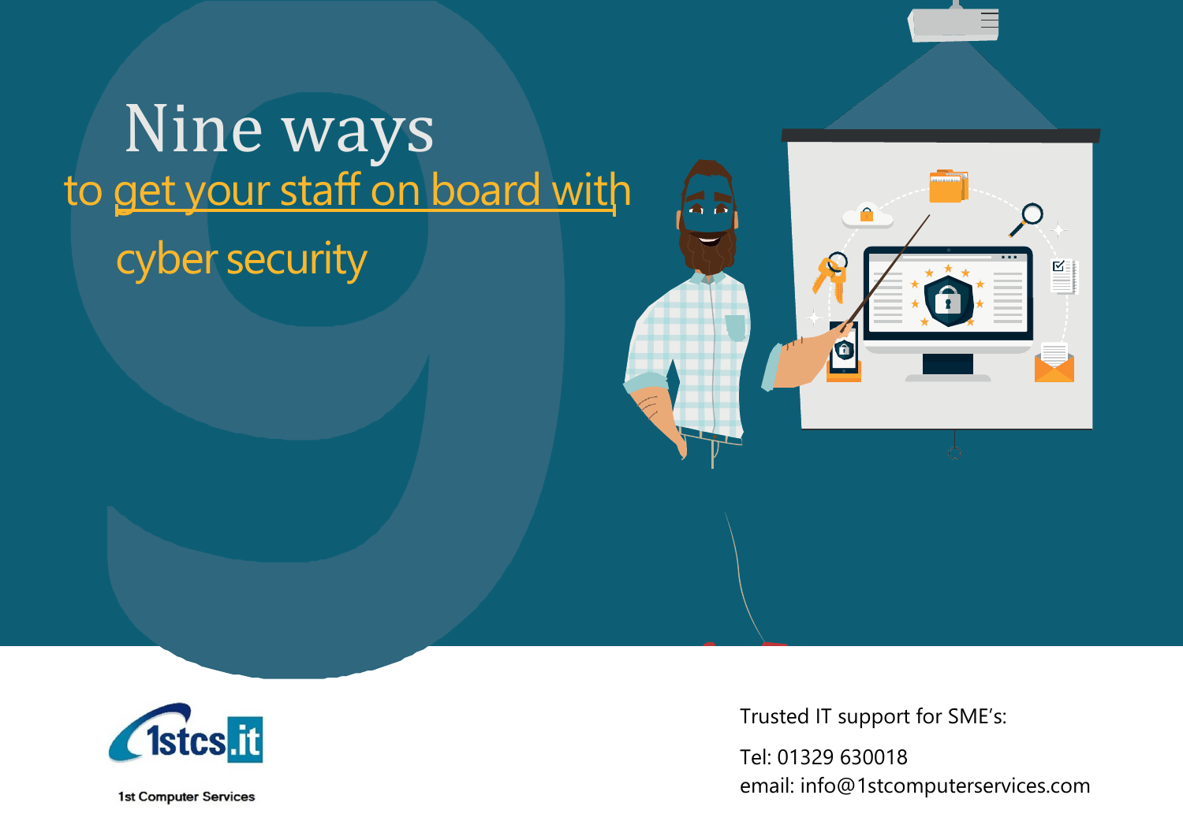# Nine ways to get your staff on board with cyber security

1st Computer Services

Trusted IT support for SME's:

Tel: 01329 630018
email: info@1stcomputerservices.com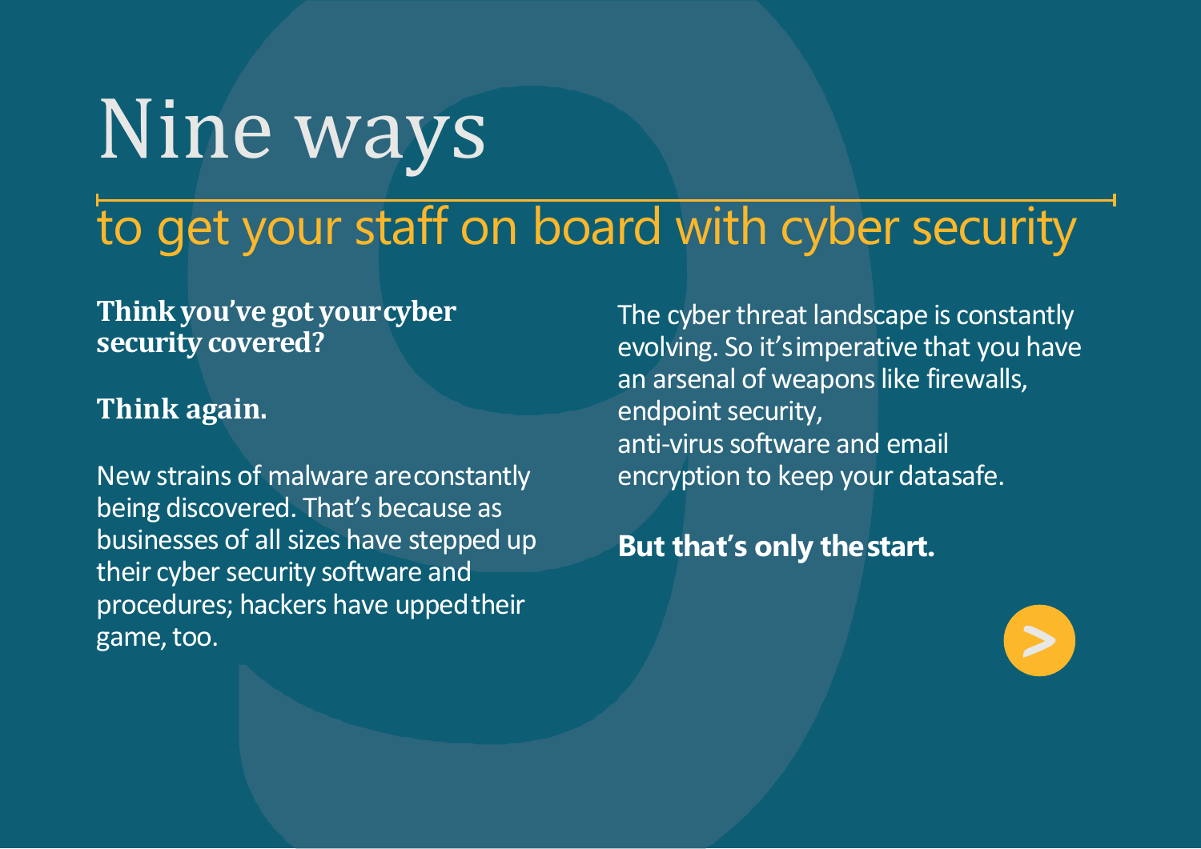# Nine ways

## to get your staff on board with cyber security

**Think you've got your cyber security covered?**

**Think again.**

New strains of malware are constantly being discovered. That's because as businesses of all sizes have stepped up their cyber security software and procedures; hackers have upped their game, too.

The cyber threat landscape is constantly evolving. So it's imperative that you have an arsenal of weapons like firewalls, endpoint security, anti-virus software and email encryption to keep your data safe.

**But that's only the start.**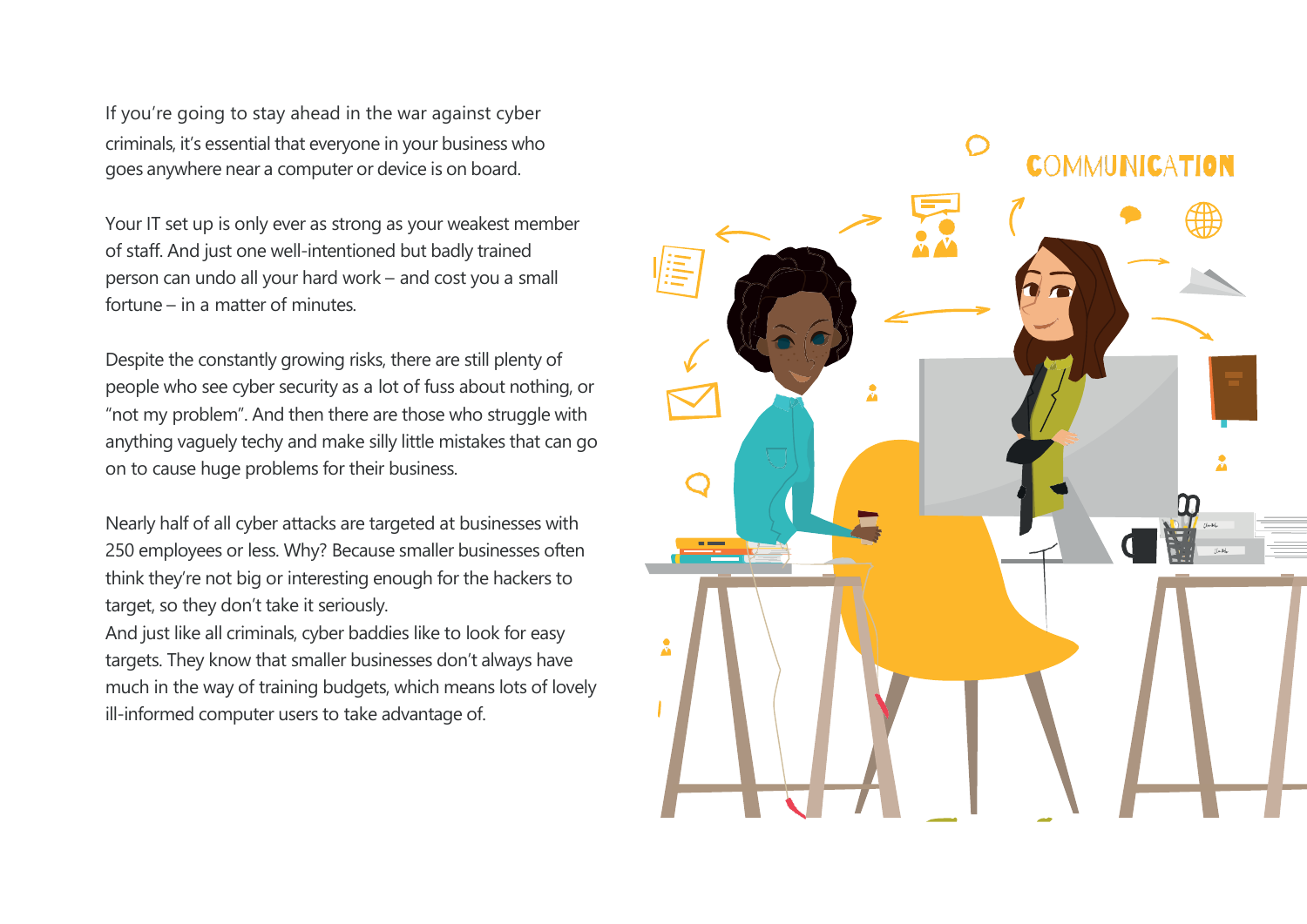If you're going to stay ahead in the war against cyber criminals, it's essential that everyone in your business who goes anywhere near a computer or device is on board.

Your IT set up is only ever as strong as your weakest member of staff. And just one well-intentioned but badly trained person can undo all your hard work – and cost you a small fortune – in a matter of minutes.

Despite the constantly growing risks, there are still plenty of people who see cyber security as a lot of fuss about nothing, or "not my problem". And then there are those who struggle with anything vaguely techy and make silly little mistakes that can go on to cause huge problems for their business.

Nearly half of all cyber attacks are targeted at businesses with 250 employees or less. Why? Because smaller businesses often think they're not big or interesting enough for the hackers to target, so they don't take it seriously.
And just like all criminals, cyber baddies like to look for easy targets. They know that smaller businesses don't always have much in the way of training budgets, which means lots of lovely ill-informed computer users to take advantage of.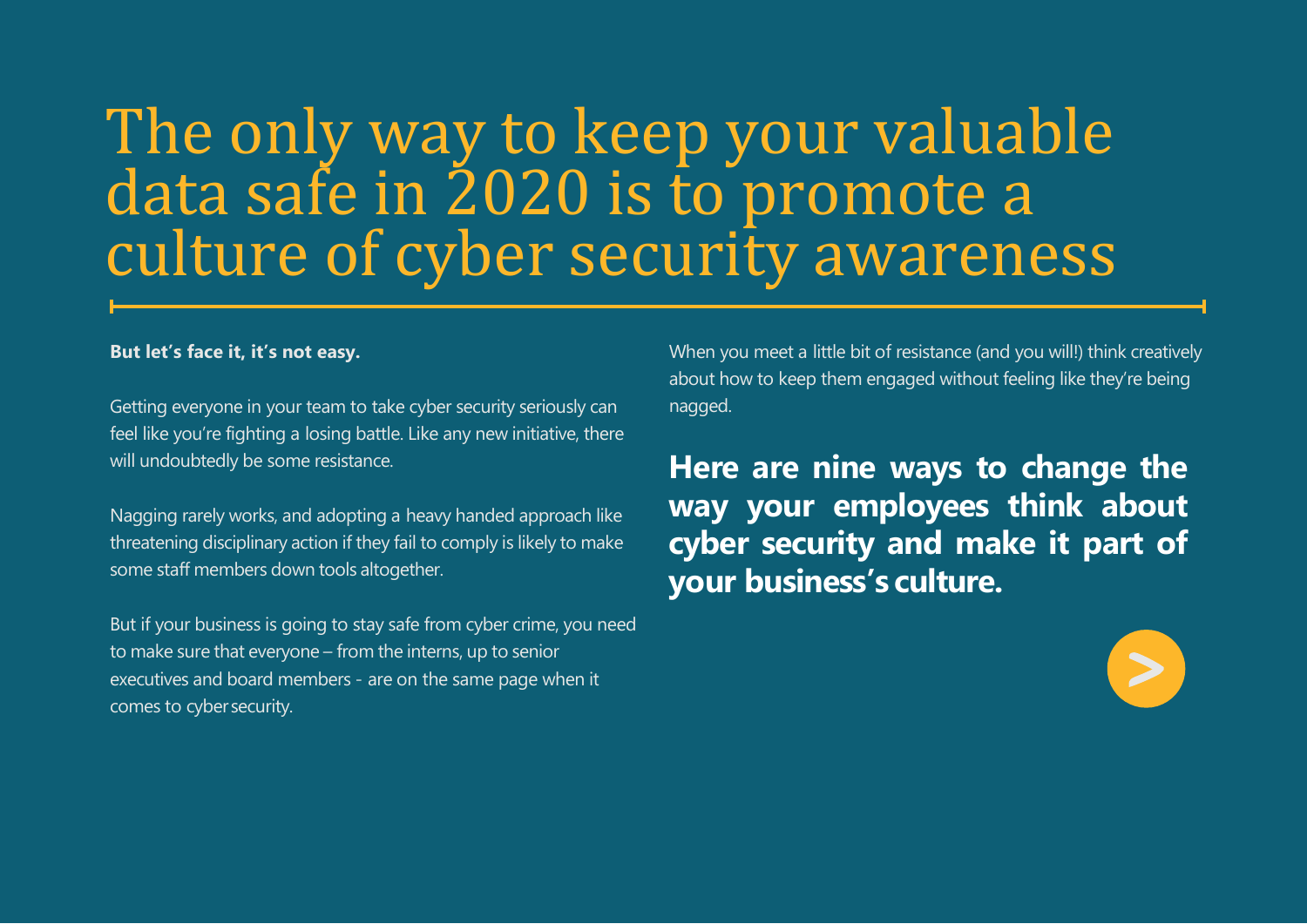# The only way to keep your valuable data safe in 2020 is to promote a culture of cyber security awareness

**But let's face it, it's not easy.**

Getting everyone in your team to take cyber security seriously can feel like you're fighting a losing battle. Like any new initiative, there will undoubtedly be some resistance.

Nagging rarely works, and adopting a heavy handed approach like threatening disciplinary action if they fail to comply is likely to make some staff members down tools altogether.

But if your business is going to stay safe from cyber crime, you need to make sure that everyone – from the interns, up to senior executives and board members - are on the same page when it comes to cyber security.

When you meet a little bit of resistance (and you will!) think creatively about how to keep them engaged without feeling like they're being nagged.

**Here are nine ways to change the way your employees think about cyber security and make it part of your business's culture.**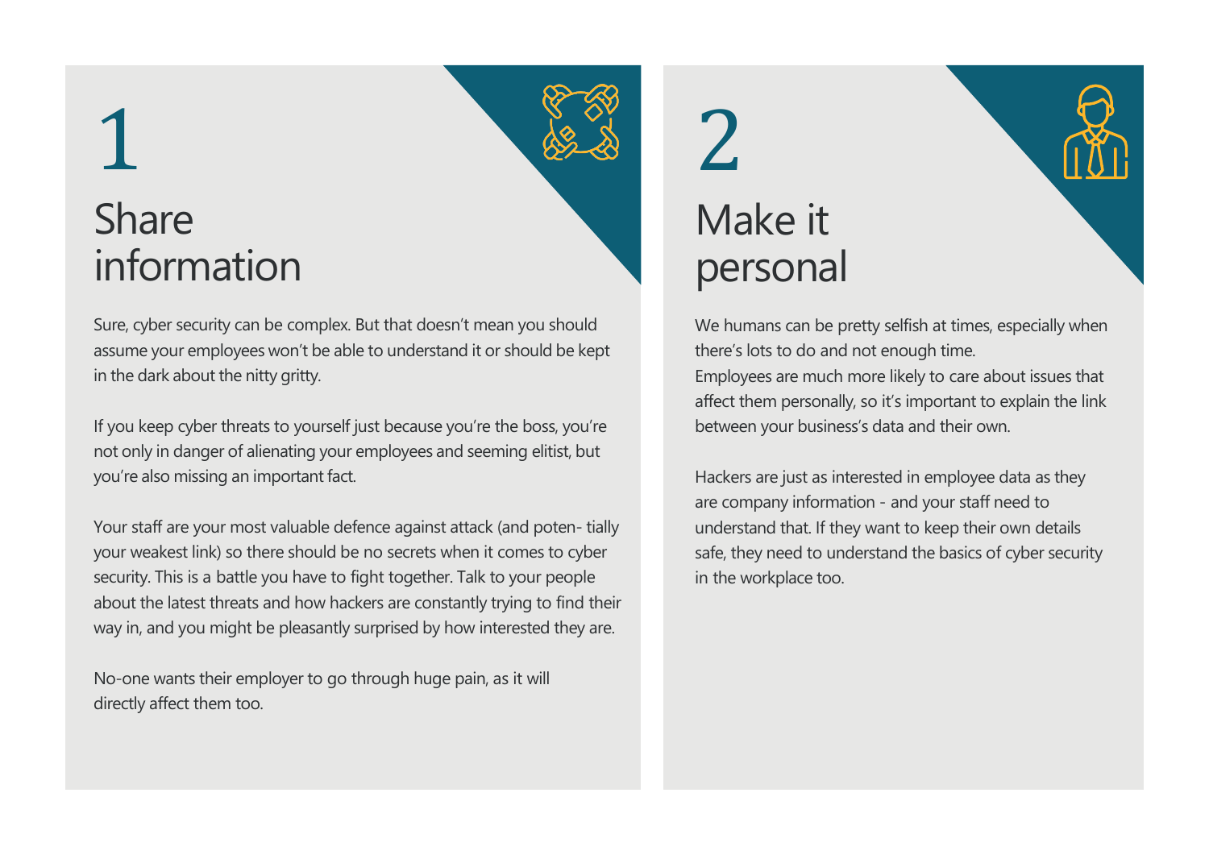# 1

## Share information

Sure, cyber security can be complex. But that doesn't mean you should assume your employees won't be able to understand it or should be kept in the dark about the nitty gritty.

If you keep cyber threats to yourself just because you're the boss, you're not only in danger of alienating your employees and seeming elitist, but you're also missing an important fact.

Your staff are your most valuable defence against attack (and poten- tially your weakest link) so there should be no secrets when it comes to cyber security. This is a battle you have to fight together. Talk to your people about the latest threats and how hackers are constantly trying to find their way in, and you might be pleasantly surprised by how interested they are.

No-one wants their employer to go through huge pain, as it will directly affect them too.

# 2

## Make it personal

We humans can be pretty selfish at times, especially when there's lots to do and not enough time.
Employees are much more likely to care about issues that affect them personally, so it's important to explain the link between your business's data and their own.

Hackers are just as interested in employee data as they are company information - and your staff need to understand that. If they want to keep their own details safe, they need to understand the basics of cyber security in the workplace too.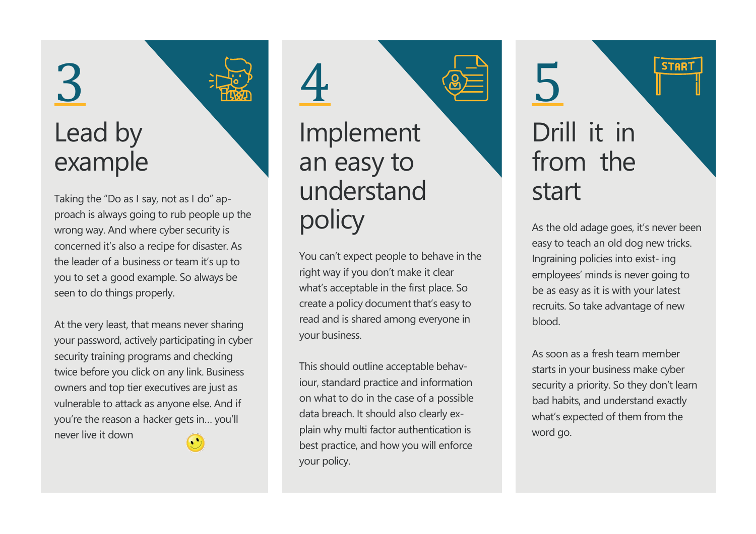## 3

## Lead by example

Taking the "Do as I say, not as I do" approach is always going to rub people up the wrong way. And where cyber security is concerned it's also a recipe for disaster. As the leader of a business or team it's up to you to set a good example. So always be seen to do things properly.

At the very least, that means never sharing your password, actively participating in cyber security training programs and checking twice before you click on any link. Business owners and top tier executives are just as vulnerable to attack as anyone else. And if you're the reason a hacker gets in… you'll never live it down

## 4

## Implement an easy to understand policy

You can't expect people to behave in the right way if you don't make it clear what's acceptable in the first place. So create a policy document that's easy to read and is shared among everyone in your business.

This should outline acceptable behaviour, standard practice and information on what to do in the case of a possible data breach. It should also clearly explain why multi factor authentication is best practice, and how you will enforce your policy.

## 5

## Drill it in from the start

As the old adage goes, it's never been easy to teach an old dog new tricks. Ingraining policies into existing employees' minds is never going to be as easy as it is with your latest recruits. So take advantage of new blood.

As soon as a fresh team member starts in your business make cyber security a priority. So they don't learn bad habits, and understand exactly what's expected of them from the word go.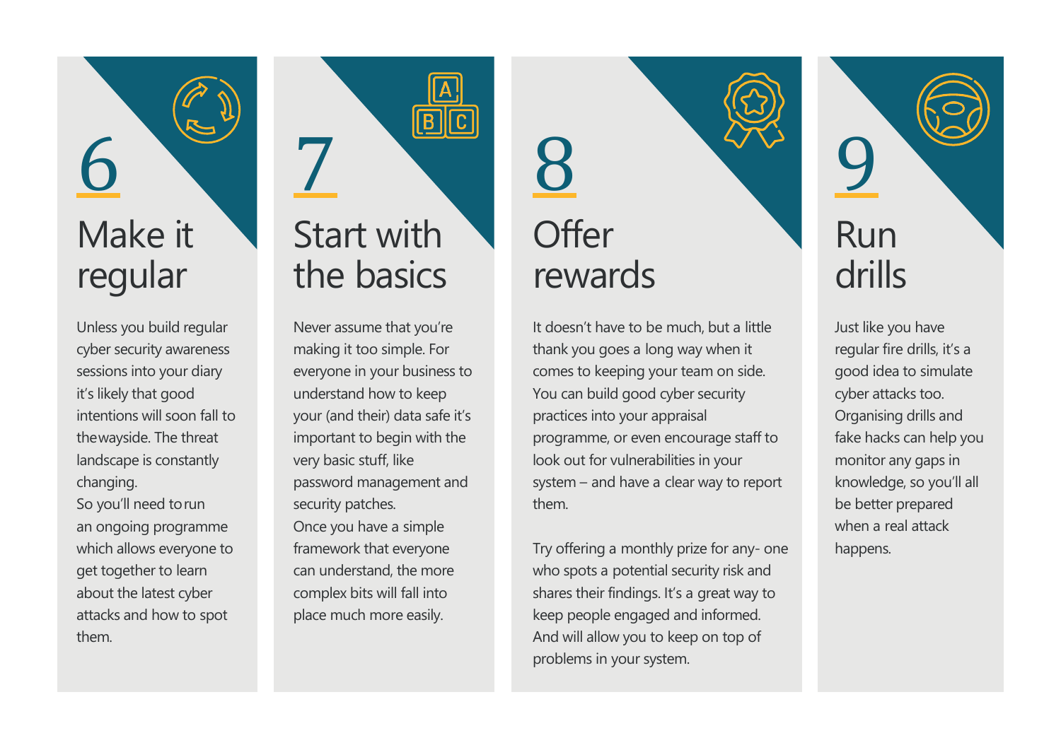## 6 Make it regular

Unless you build regular cyber security awareness sessions into your diary it's likely that good intentions will soon fall to the wayside. The threat landscape is constantly changing.
So you'll need to run an ongoing programme which allows everyone to get together to learn about the latest cyber attacks and how to spot them.

## 7 Start with the basics

Never assume that you're making it too simple. For everyone in your business to understand how to keep your (and their) data safe it's important to begin with the very basic stuff, like password management and security patches.
Once you have a simple framework that everyone can understand, the more complex bits will fall into place much more easily.

## 8 Offer rewards

It doesn't have to be much, but a little thank you goes a long way when it comes to keeping your team on side. You can build good cyber security practices into your appraisal programme, or even encourage staff to look out for vulnerabilities in your system – and have a clear way to report them.

Try offering a monthly prize for any- one who spots a potential security risk and shares their findings. It's a great way to keep people engaged and informed. And will allow you to keep on top of problems in your system.

## 9 Run drills

Just like you have regular fire drills, it's a good idea to simulate cyber attacks too. Organising drills and fake hacks can help you monitor any gaps in knowledge, so you'll all be better prepared when a real attack happens.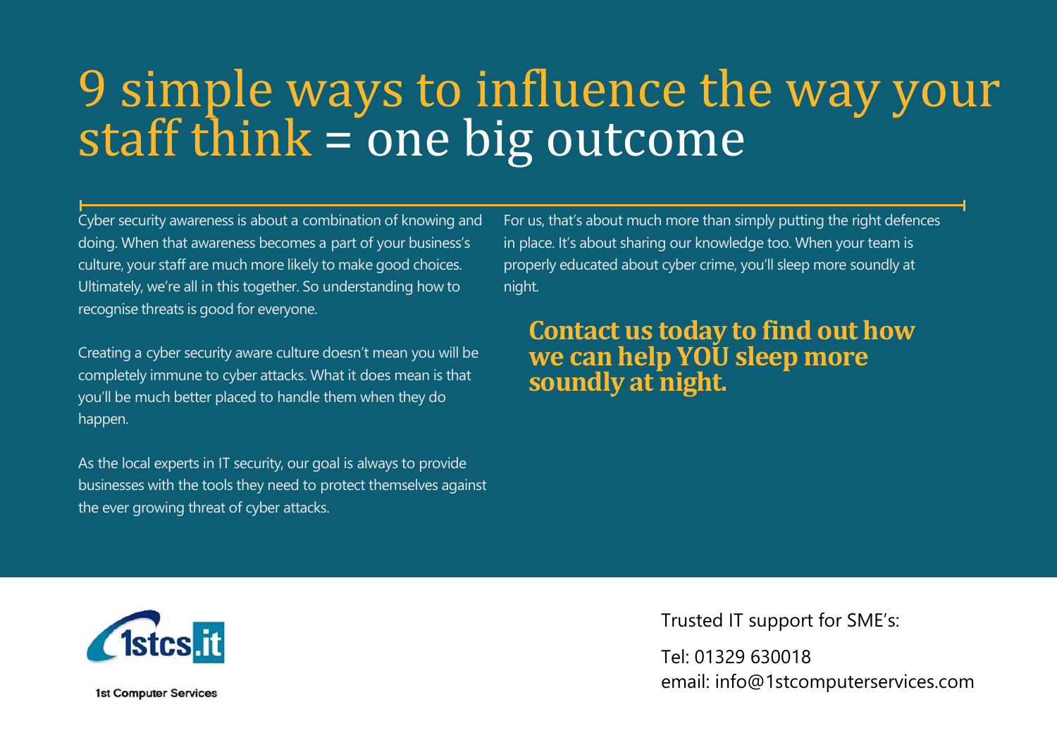# 9 simple ways to influence the way your staff think = one big outcome

Cyber security awareness is about a combination of knowing and doing. When that awareness becomes a part of your business's culture, your staff are much more likely to make good choices. Ultimately, we're all in this together. So understanding how to recognise threats is good for everyone.

Creating a cyber security aware culture doesn't mean you will be completely immune to cyber attacks. What it does mean is that you'll be much better placed to handle them when they do happen.

As the local experts in IT security, our goal is always to provide businesses with the tools they need to protect themselves against the ever growing threat of cyber attacks.

For us, that's about much more than simply putting the right defences in place. It's about sharing our knowledge too. When your team is properly educated about cyber crime, you'll sleep more soundly at night.

**Contact us today to find out how we can help YOU sleep more soundly at night.**

1stcs.it

1st Computer Services

Trusted IT support for SME's:

Tel: 01329 630018
email: info@1stcomputerservices.com